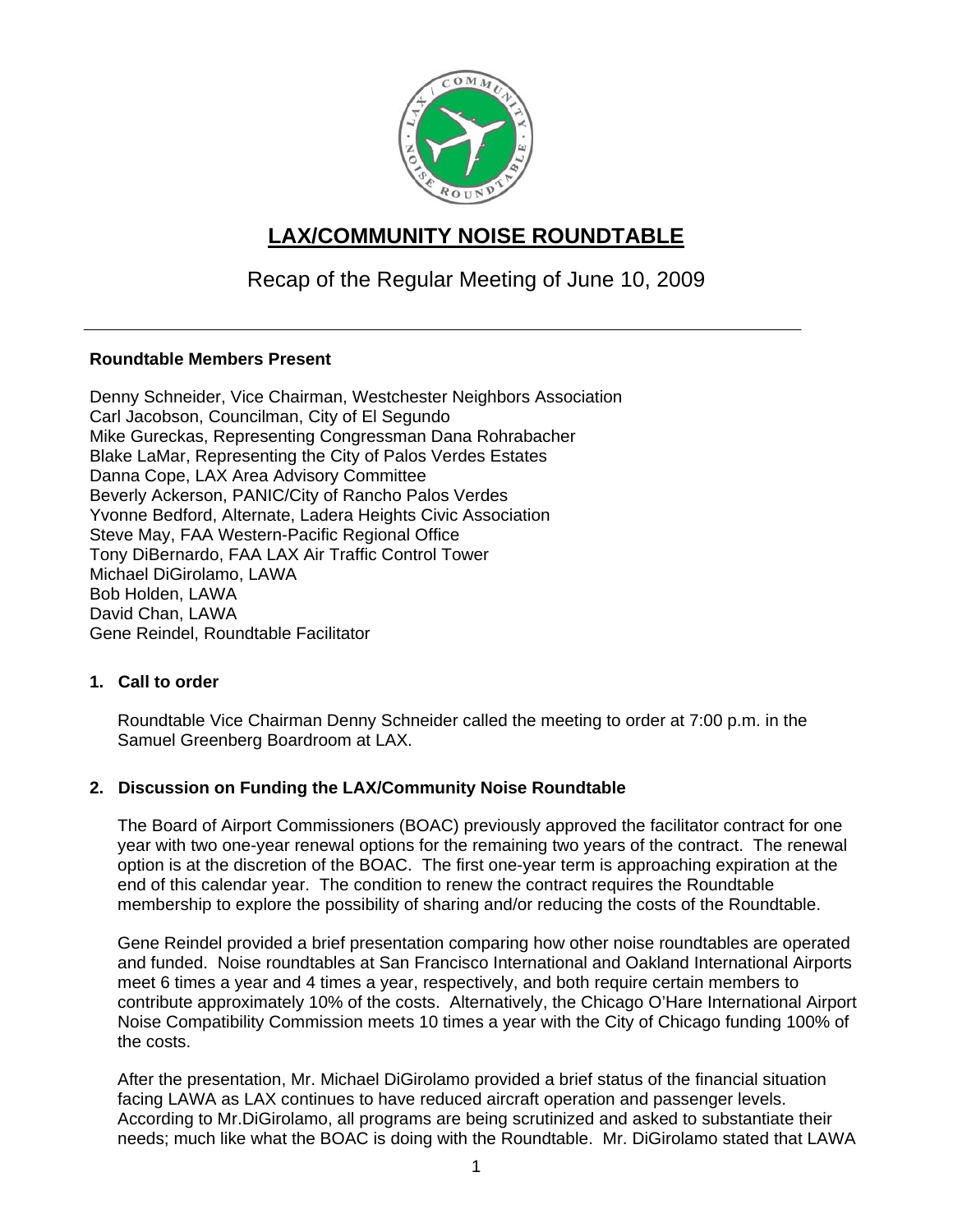# LAX/COMMUNITY NOISE ROUNDTABLE

Recap of the Regular Meeting of June 10, 2009

---

**Roundtable Members Present**

Denny Schneider, Vice Chairman, Westchester Neighbors Association
Carl Jacobson, Councilman, City of El Segundo
Mike Gureckas, Representing Congressman Dana Rohrabacher
Blake LaMar, Representing the City of Palos Verdes Estates
Danna Cope, LAX Area Advisory Committee
Beverly Ackerson, PANIC/City of Rancho Palos Verdes
Yvonne Bedford, Alternate, Ladera Heights Civic Association
Steve May, FAA Western-Pacific Regional Office
Tony DiBernardo, FAA LAX Air Traffic Control Tower
Michael DiGirolamo, LAWA
Bob Holden, LAWA
David Chan, LAWA
Gene Reindel, Roundtable Facilitator

**1. Call to order**

Roundtable Vice Chairman Denny Schneider called the meeting to order at 7:00 p.m. in the Samuel Greenberg Boardroom at LAX.

**2. Discussion on Funding the LAX/Community Noise Roundtable**

The Board of Airport Commissioners (BOAC) previously approved the facilitator contract for one year with two one-year renewal options for the remaining two years of the contract. The renewal option is at the discretion of the BOAC. The first one-year term is approaching expiration at the end of this calendar year. The condition to renew the contract requires the Roundtable membership to explore the possibility of sharing and/or reducing the costs of the Roundtable.

Gene Reindel provided a brief presentation comparing how other noise roundtables are operated and funded. Noise roundtables at San Francisco International and Oakland International Airports meet 6 times a year and 4 times a year, respectively, and both require certain members to contribute approximately 10% of the costs. Alternatively, the Chicago O'Hare International Airport Noise Compatibility Commission meets 10 times a year with the City of Chicago funding 100% of the costs.

After the presentation, Mr. Michael DiGirolamo provided a brief status of the financial situation facing LAWA as LAX continues to have reduced aircraft operation and passenger levels. According to Mr.DiGirolamo, all programs are being scrutinized and asked to substantiate their needs; much like what the BOAC is doing with the Roundtable. Mr. DiGirolamo stated that LAWA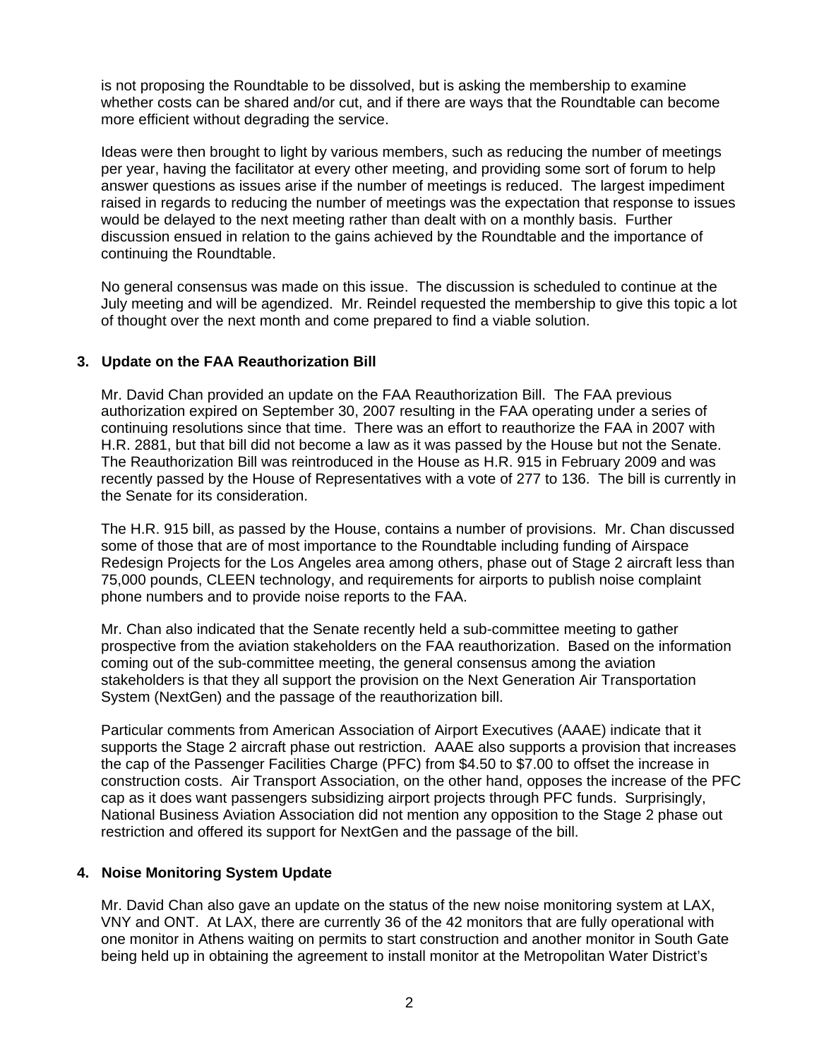is not proposing the Roundtable to be dissolved, but is asking the membership to examine whether costs can be shared and/or cut, and if there are ways that the Roundtable can become more efficient without degrading the service.

Ideas were then brought to light by various members, such as reducing the number of meetings per year, having the facilitator at every other meeting, and providing some sort of forum to help answer questions as issues arise if the number of meetings is reduced. The largest impediment raised in regards to reducing the number of meetings was the expectation that response to issues would be delayed to the next meeting rather than dealt with on a monthly basis. Further discussion ensued in relation to the gains achieved by the Roundtable and the importance of continuing the Roundtable.

No general consensus was made on this issue. The discussion is scheduled to continue at the July meeting and will be agendized. Mr. Reindel requested the membership to give this topic a lot of thought over the next month and come prepared to find a viable solution.

**3. Update on the FAA Reauthorization Bill**

Mr. David Chan provided an update on the FAA Reauthorization Bill. The FAA previous authorization expired on September 30, 2007 resulting in the FAA operating under a series of continuing resolutions since that time. There was an effort to reauthorize the FAA in 2007 with H.R. 2881, but that bill did not become a law as it was passed by the House but not the Senate. The Reauthorization Bill was reintroduced in the House as H.R. 915 in February 2009 and was recently passed by the House of Representatives with a vote of 277 to 136. The bill is currently in the Senate for its consideration.

The H.R. 915 bill, as passed by the House, contains a number of provisions. Mr. Chan discussed some of those that are of most importance to the Roundtable including funding of Airspace Redesign Projects for the Los Angeles area among others, phase out of Stage 2 aircraft less than 75,000 pounds, CLEEN technology, and requirements for airports to publish noise complaint phone numbers and to provide noise reports to the FAA.

Mr. Chan also indicated that the Senate recently held a sub-committee meeting to gather prospective from the aviation stakeholders on the FAA reauthorization. Based on the information coming out of the sub-committee meeting, the general consensus among the aviation stakeholders is that they all support the provision on the Next Generation Air Transportation System (NextGen) and the passage of the reauthorization bill.

Particular comments from American Association of Airport Executives (AAAE) indicate that it supports the Stage 2 aircraft phase out restriction. AAAE also supports a provision that increases the cap of the Passenger Facilities Charge (PFC) from $4.50 to $7.00 to offset the increase in construction costs. Air Transport Association, on the other hand, opposes the increase of the PFC cap as it does want passengers subsidizing airport projects through PFC funds. Surprisingly, National Business Aviation Association did not mention any opposition to the Stage 2 phase out restriction and offered its support for NextGen and the passage of the bill.

**4. Noise Monitoring System Update**

Mr. David Chan also gave an update on the status of the new noise monitoring system at LAX, VNY and ONT. At LAX, there are currently 36 of the 42 monitors that are fully operational with one monitor in Athens waiting on permits to start construction and another monitor in South Gate being held up in obtaining the agreement to install monitor at the Metropolitan Water District's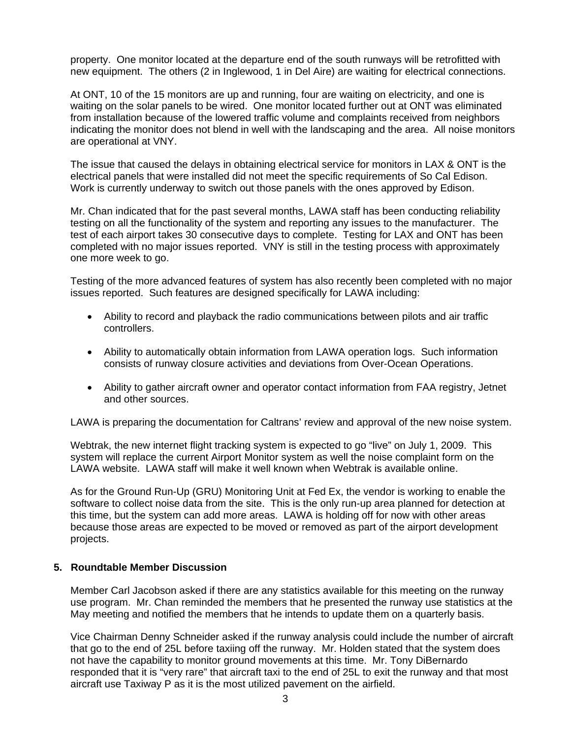property. One monitor located at the departure end of the south runways will be retrofitted with new equipment. The others (2 in Inglewood, 1 in Del Aire) are waiting for electrical connections.

At ONT, 10 of the 15 monitors are up and running, four are waiting on electricity, and one is waiting on the solar panels to be wired. One monitor located further out at ONT was eliminated from installation because of the lowered traffic volume and complaints received from neighbors indicating the monitor does not blend in well with the landscaping and the area. All noise monitors are operational at VNY.

The issue that caused the delays in obtaining electrical service for monitors in LAX & ONT is the electrical panels that were installed did not meet the specific requirements of So Cal Edison. Work is currently underway to switch out those panels with the ones approved by Edison.

Mr. Chan indicated that for the past several months, LAWA staff has been conducting reliability testing on all the functionality of the system and reporting any issues to the manufacturer. The test of each airport takes 30 consecutive days to complete. Testing for LAX and ONT has been completed with no major issues reported. VNY is still in the testing process with approximately one more week to go.

Testing of the more advanced features of system has also recently been completed with no major issues reported. Such features are designed specifically for LAWA including:

- Ability to record and playback the radio communications between pilots and air traffic controllers.
- Ability to automatically obtain information from LAWA operation logs. Such information consists of runway closure activities and deviations from Over-Ocean Operations.
- Ability to gather aircraft owner and operator contact information from FAA registry, Jetnet and other sources.

LAWA is preparing the documentation for Caltrans' review and approval of the new noise system.

Webtrak, the new internet flight tracking system is expected to go "live" on July 1, 2009. This system will replace the current Airport Monitor system as well the noise complaint form on the LAWA website. LAWA staff will make it well known when Webtrak is available online.

As for the Ground Run-Up (GRU) Monitoring Unit at Fed Ex, the vendor is working to enable the software to collect noise data from the site. This is the only run-up area planned for detection at this time, but the system can add more areas. LAWA is holding off for now with other areas because those areas are expected to be moved or removed as part of the airport development projects.

## 5. Roundtable Member Discussion

Member Carl Jacobson asked if there are any statistics available for this meeting on the runway use program. Mr. Chan reminded the members that he presented the runway use statistics at the May meeting and notified the members that he intends to update them on a quarterly basis.

Vice Chairman Denny Schneider asked if the runway analysis could include the number of aircraft that go to the end of 25L before taxiing off the runway. Mr. Holden stated that the system does not have the capability to monitor ground movements at this time. Mr. Tony DiBernardo responded that it is "very rare" that aircraft taxi to the end of 25L to exit the runway and that most aircraft use Taxiway P as it is the most utilized pavement on the airfield.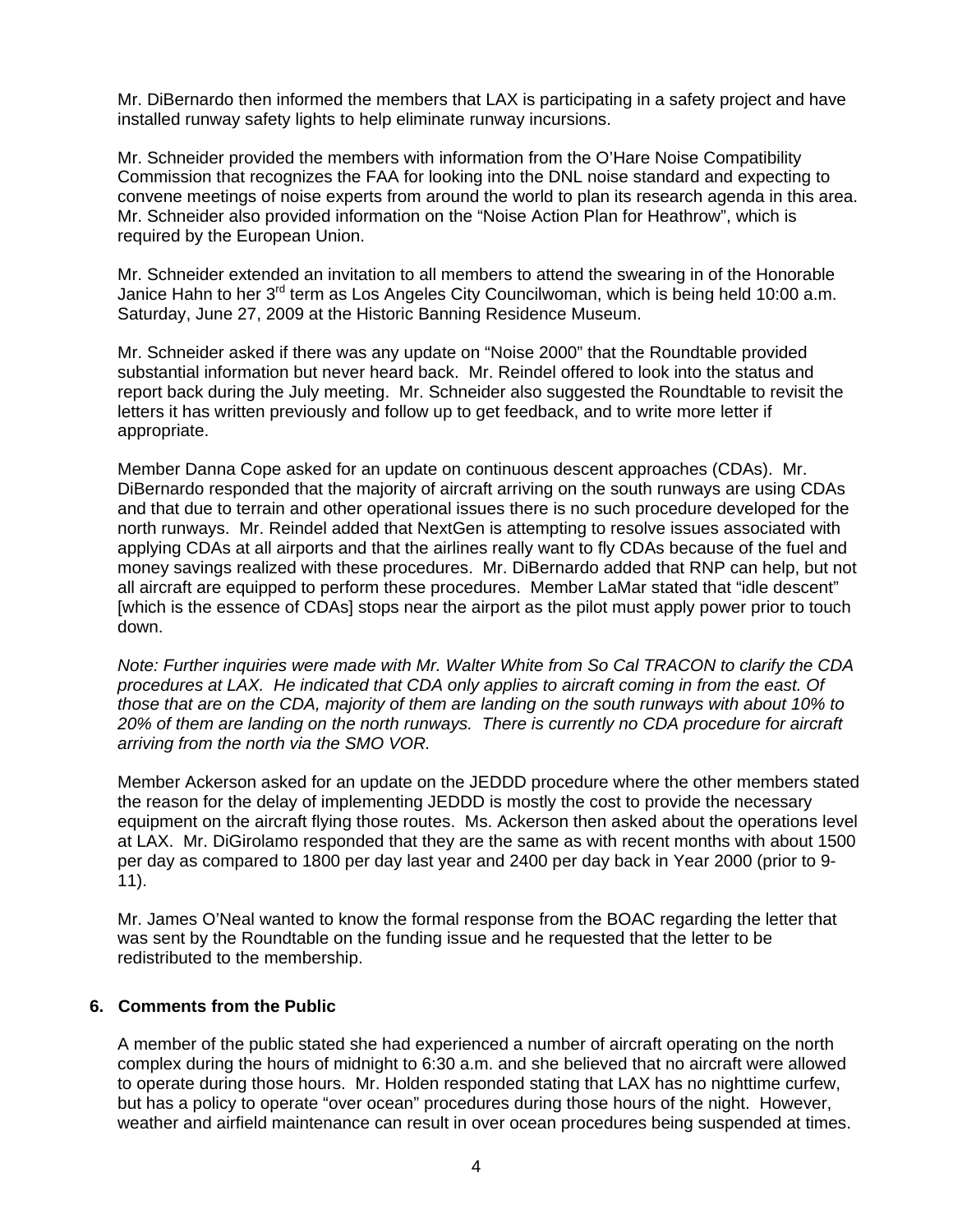Mr. DiBernardo then informed the members that LAX is participating in a safety project and have installed runway safety lights to help eliminate runway incursions.

Mr. Schneider provided the members with information from the O'Hare Noise Compatibility Commission that recognizes the FAA for looking into the DNL noise standard and expecting to convene meetings of noise experts from around the world to plan its research agenda in this area. Mr. Schneider also provided information on the "Noise Action Plan for Heathrow", which is required by the European Union.

Mr. Schneider extended an invitation to all members to attend the swearing in of the Honorable Janice Hahn to her 3rd term as Los Angeles City Councilwoman, which is being held 10:00 a.m. Saturday, June 27, 2009 at the Historic Banning Residence Museum.

Mr. Schneider asked if there was any update on "Noise 2000" that the Roundtable provided substantial information but never heard back. Mr. Reindel offered to look into the status and report back during the July meeting. Mr. Schneider also suggested the Roundtable to revisit the letters it has written previously and follow up to get feedback, and to write more letter if appropriate.

Member Danna Cope asked for an update on continuous descent approaches (CDAs). Mr. DiBernardo responded that the majority of aircraft arriving on the south runways are using CDAs and that due to terrain and other operational issues there is no such procedure developed for the north runways. Mr. Reindel added that NextGen is attempting to resolve issues associated with applying CDAs at all airports and that the airlines really want to fly CDAs because of the fuel and money savings realized with these procedures. Mr. DiBernardo added that RNP can help, but not all aircraft are equipped to perform these procedures. Member LaMar stated that "idle descent" [which is the essence of CDAs] stops near the airport as the pilot must apply power prior to touch down.

*Note: Further inquiries were made with Mr. Walter White from So Cal TRACON to clarify the CDA procedures at LAX. He indicated that CDA only applies to aircraft coming in from the east. Of those that are on the CDA, majority of them are landing on the south runways with about 10% to 20% of them are landing on the north runways. There is currently no CDA procedure for aircraft arriving from the north via the SMO VOR.*

Member Ackerson asked for an update on the JEDDD procedure where the other members stated the reason for the delay of implementing JEDDD is mostly the cost to provide the necessary equipment on the aircraft flying those routes. Ms. Ackerson then asked about the operations level at LAX. Mr. DiGirolamo responded that they are the same as with recent months with about 1500 per day as compared to 1800 per day last year and 2400 per day back in Year 2000 (prior to 9-11).

Mr. James O'Neal wanted to know the formal response from the BOAC regarding the letter that was sent by the Roundtable on the funding issue and he requested that the letter to be redistributed to the membership.

## 6. Comments from the Public

A member of the public stated she had experienced a number of aircraft operating on the north complex during the hours of midnight to 6:30 a.m. and she believed that no aircraft were allowed to operate during those hours. Mr. Holden responded stating that LAX has no nighttime curfew, but has a policy to operate "over ocean" procedures during those hours of the night. However, weather and airfield maintenance can result in over ocean procedures being suspended at times.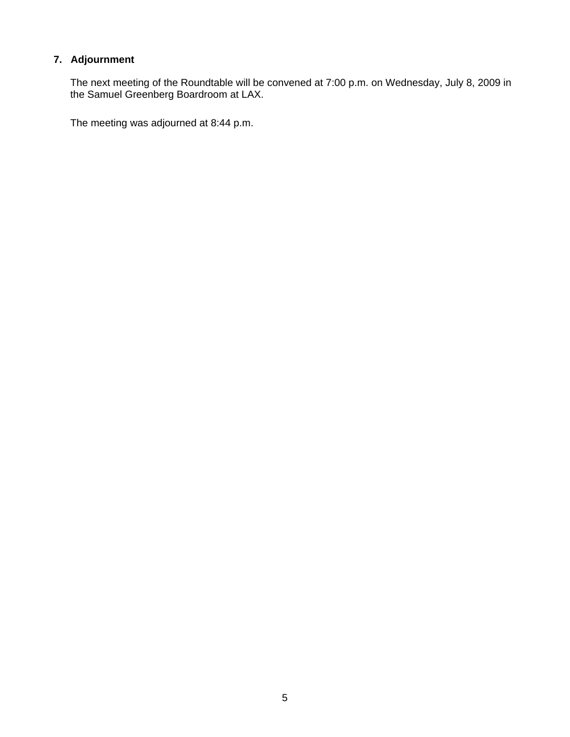**7. Adjournment**

The next meeting of the Roundtable will be convened at 7:00 p.m. on Wednesday, July 8, 2009 in the Samuel Greenberg Boardroom at LAX.

The meeting was adjourned at 8:44 p.m.